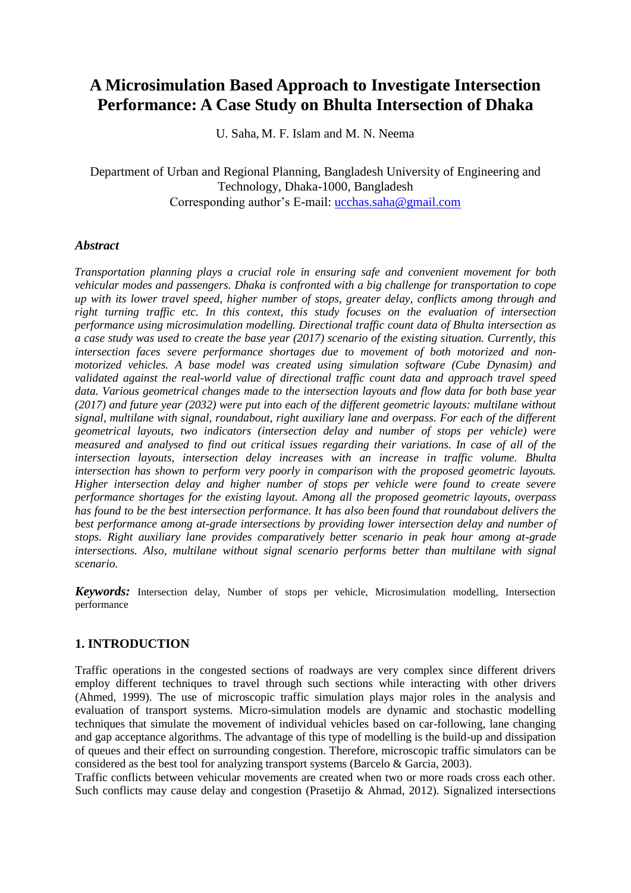# A Microsimulation Based Approach to Investigate Intersection Performance: A Case Study on Bhulta Intersection of Dhaka

U. Saha, M. F. Islam and M. N. Neema

Department of Urban and Regional Planning, Bangladesh University of Engineering and Technology, Dhaka-1000, Bangladesh
Corresponding author's E-mail: ucchas.saha@gmail.com

### *Abstract*

*Transportation planning plays a crucial role in ensuring safe and convenient movement for both vehicular modes and passengers. Dhaka is confronted with a big challenge for transportation to cope up with its lower travel speed, higher number of stops, greater delay, conflicts among through and right turning traffic etc. In this context, this study focuses on the evaluation of intersection performance using microsimulation modelling. Directional traffic count data of Bhulta intersection as a case study was used to create the base year (2017) scenario of the existing situation. Currently, this intersection faces severe performance shortages due to movement of both motorized and non-motorized vehicles. A base model was created using simulation software (Cube Dynasim) and validated against the real-world value of directional traffic count data and approach travel speed data. Various geometrical changes made to the intersection layouts and flow data for both base year (2017) and future year (2032) were put into each of the different geometric layouts: multilane without signal, multilane with signal, roundabout, right auxiliary lane and overpass. For each of the different geometrical layouts, two indicators (intersection delay and number of stops per vehicle) were measured and analysed to find out critical issues regarding their variations. In case of all of the intersection layouts, intersection delay increases with an increase in traffic volume. Bhulta intersection has shown to perform very poorly in comparison with the proposed geometric layouts. Higher intersection delay and higher number of stops per vehicle were found to create severe performance shortages for the existing layout. Among all the proposed geometric layouts, overpass has found to be the best intersection performance. It has also been found that roundabout delivers the best performance among at-grade intersections by providing lower intersection delay and number of stops. Right auxiliary lane provides comparatively better scenario in peak hour among at-grade intersections. Also, multilane without signal scenario performs better than multilane with signal scenario.*

***Keywords:*** Intersection delay, Number of stops per vehicle, Microsimulation modelling, Intersection performance

## 1. INTRODUCTION

Traffic operations in the congested sections of roadways are very complex since different drivers employ different techniques to travel through such sections while interacting with other drivers (Ahmed, 1999). The use of microscopic traffic simulation plays major roles in the analysis and evaluation of transport systems. Micro-simulation models are dynamic and stochastic modelling techniques that simulate the movement of individual vehicles based on car-following, lane changing and gap acceptance algorithms. The advantage of this type of modelling is the build-up and dissipation of queues and their effect on surrounding congestion. Therefore, microscopic traffic simulators can be considered as the best tool for analyzing transport systems (Barcelo & Garcia, 2003).

Traffic conflicts between vehicular movements are created when two or more roads cross each other. Such conflicts may cause delay and congestion (Prasetijo & Ahmad, 2012). Signalized intersections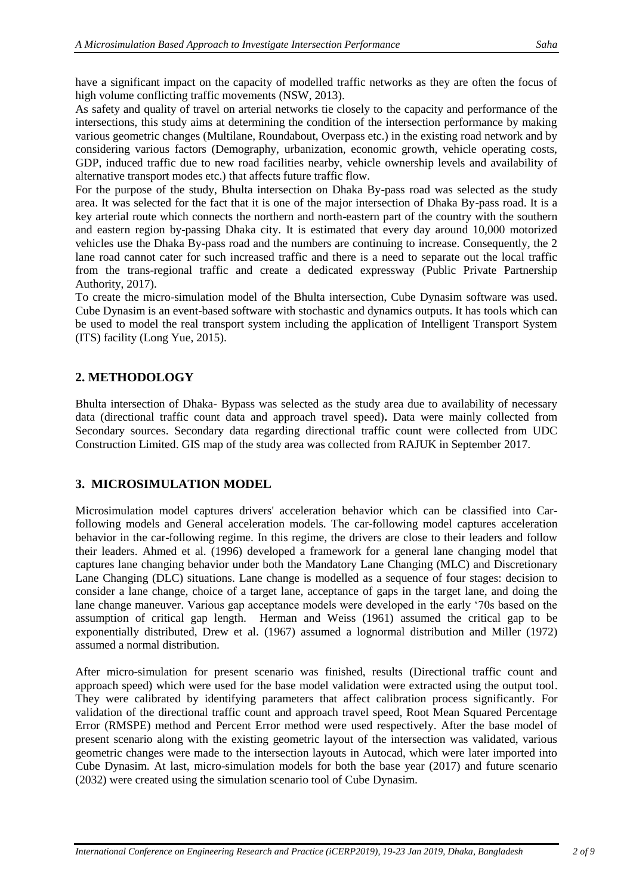have a significant impact on the capacity of modelled traffic networks as they are often the focus of high volume conflicting traffic movements (NSW, 2013).

As safety and quality of travel on arterial networks tie closely to the capacity and performance of the intersections, this study aims at determining the condition of the intersection performance by making various geometric changes (Multilane, Roundabout, Overpass etc.) in the existing road network and by considering various factors (Demography, urbanization, economic growth, vehicle operating costs, GDP, induced traffic due to new road facilities nearby, vehicle ownership levels and availability of alternative transport modes etc.) that affects future traffic flow.

For the purpose of the study, Bhulta intersection on Dhaka By-pass road was selected as the study area. It was selected for the fact that it is one of the major intersection of Dhaka By-pass road. It is a key arterial route which connects the northern and north-eastern part of the country with the southern and eastern region by-passing Dhaka city. It is estimated that every day around 10,000 motorized vehicles use the Dhaka By-pass road and the numbers are continuing to increase. Consequently, the 2 lane road cannot cater for such increased traffic and there is a need to separate out the local traffic from the trans-regional traffic and create a dedicated expressway (Public Private Partnership Authority, 2017).

To create the micro-simulation model of the Bhulta intersection, Cube Dynasim software was used. Cube Dynasim is an event-based software with stochastic and dynamics outputs. It has tools which can be used to model the real transport system including the application of Intelligent Transport System (ITS) facility (Long Yue, 2015).

## 2. METHODOLOGY

Bhulta intersection of Dhaka- Bypass was selected as the study area due to availability of necessary data (directional traffic count data and approach travel speed)**.** Data were mainly collected from Secondary sources. Secondary data regarding directional traffic count were collected from UDC Construction Limited. GIS map of the study area was collected from RAJUK in September 2017.

## 3. MICROSIMULATION MODEL

Microsimulation model captures drivers' acceleration behavior which can be classified into Car-following models and General acceleration models. The car-following model captures acceleration behavior in the car-following regime. In this regime, the drivers are close to their leaders and follow their leaders. Ahmed et al. (1996) developed a framework for a general lane changing model that captures lane changing behavior under both the Mandatory Lane Changing (MLC) and Discretionary Lane Changing (DLC) situations. Lane change is modelled as a sequence of four stages: decision to consider a lane change, choice of a target lane, acceptance of gaps in the target lane, and doing the lane change maneuver. Various gap acceptance models were developed in the early '70s based on the assumption of critical gap length. Herman and Weiss (1961) assumed the critical gap to be exponentially distributed, Drew et al. (1967) assumed a lognormal distribution and Miller (1972) assumed a normal distribution.

After micro-simulation for present scenario was finished, results (Directional traffic count and approach speed) which were used for the base model validation were extracted using the output tool. They were calibrated by identifying parameters that affect calibration process significantly. For validation of the directional traffic count and approach travel speed, Root Mean Squared Percentage Error (RMSPE) method and Percent Error method were used respectively. After the base model of present scenario along with the existing geometric layout of the intersection was validated, various geometric changes were made to the intersection layouts in Autocad, which were later imported into Cube Dynasim. At last, micro-simulation models for both the base year (2017) and future scenario (2032) were created using the simulation scenario tool of Cube Dynasim.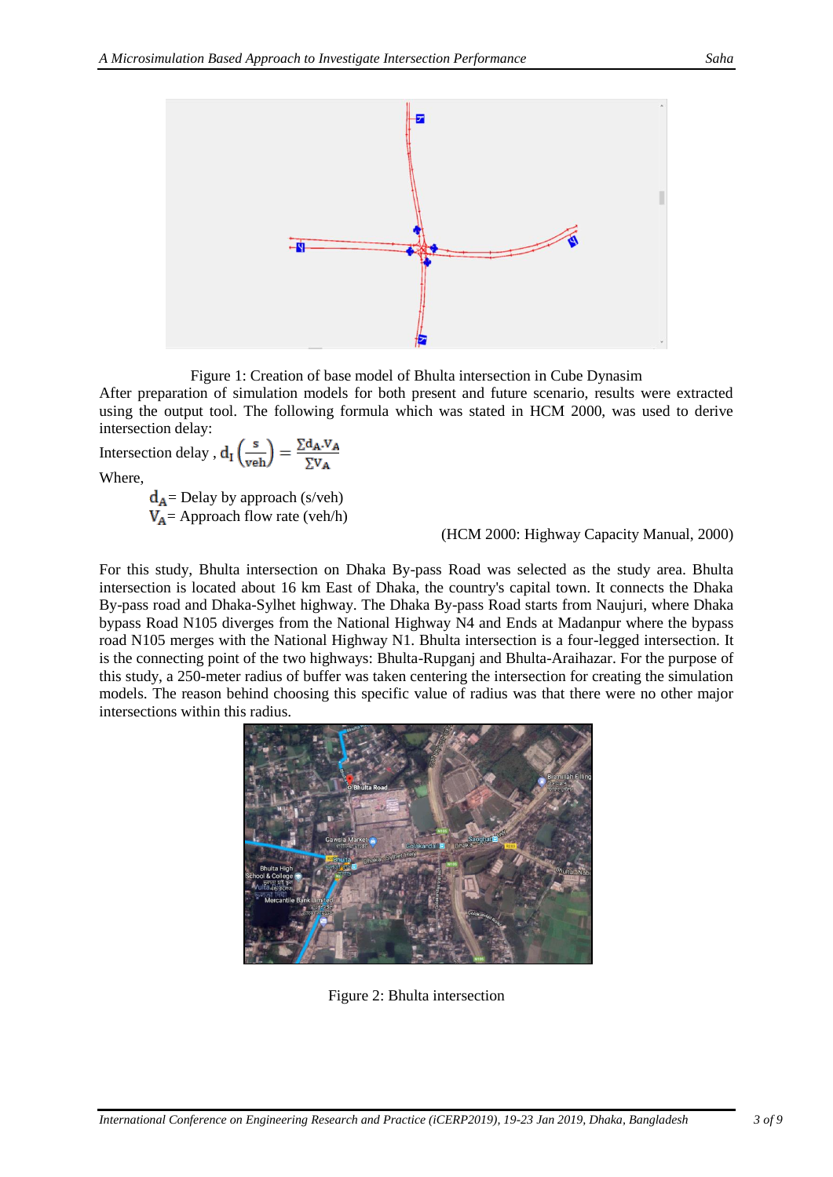Figure 1: Creation of base model of Bhulta intersection in Cube Dynasim

After preparation of simulation models for both present and future scenario, results were extracted using the output tool. The following formula which was stated in HCM 2000, was used to derive intersection delay:

Intersection delay , $d_I\left(\frac{s}{veh}\right) = \frac{\sum d_A . V_A}{\sum V_A}$

Where,

$d_A$= Delay by approach (s/veh)

$V_A$= Approach flow rate (veh/h)

(HCM 2000: Highway Capacity Manual, 2000)

For this study, Bhulta intersection on Dhaka By-pass Road was selected as the study area. Bhulta intersection is located about 16 km East of Dhaka, the country's capital town. It connects the Dhaka By-pass road and Dhaka-Sylhet highway. The Dhaka By-pass Road starts from Naujuri, where Dhaka bypass Road N105 diverges from the National Highway N4 and Ends at Madanpur where the bypass road N105 merges with the National Highway N1. Bhulta intersection is a four-legged intersection. It is the connecting point of the two highways: Bhulta-Rupganj and Bhulta-Araihazar. For the purpose of this study, a 250-meter radius of buffer was taken centering the intersection for creating the simulation models. The reason behind choosing this specific value of radius was that there were no other major intersections within this radius.

Figure 2: Bhulta intersection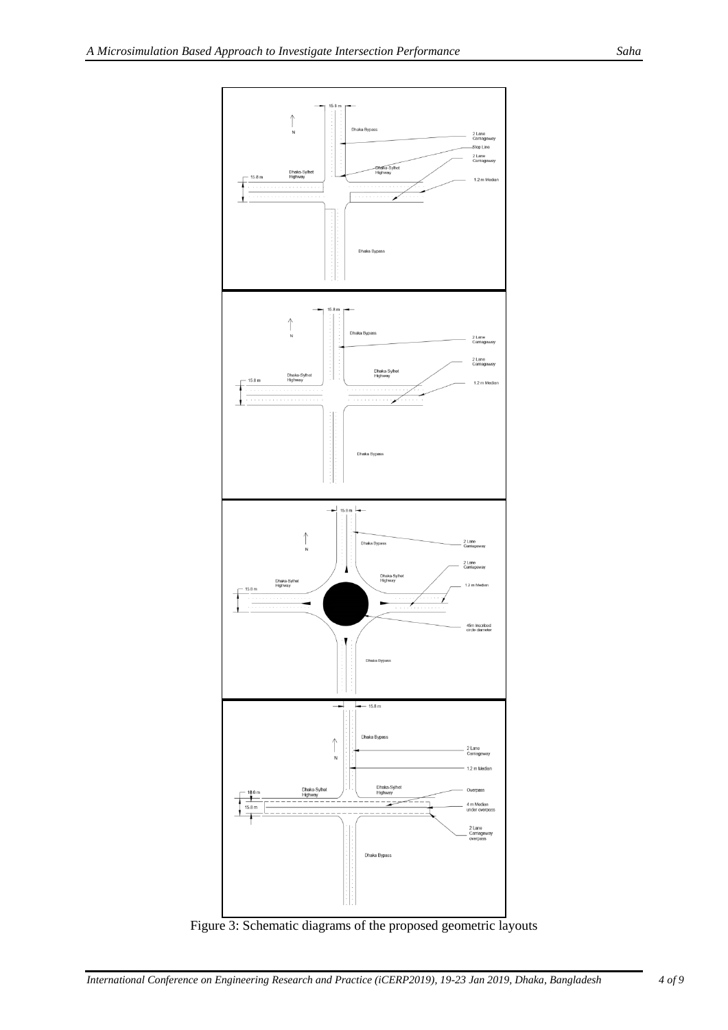Figure 3: Schematic diagrams of the proposed geometric layouts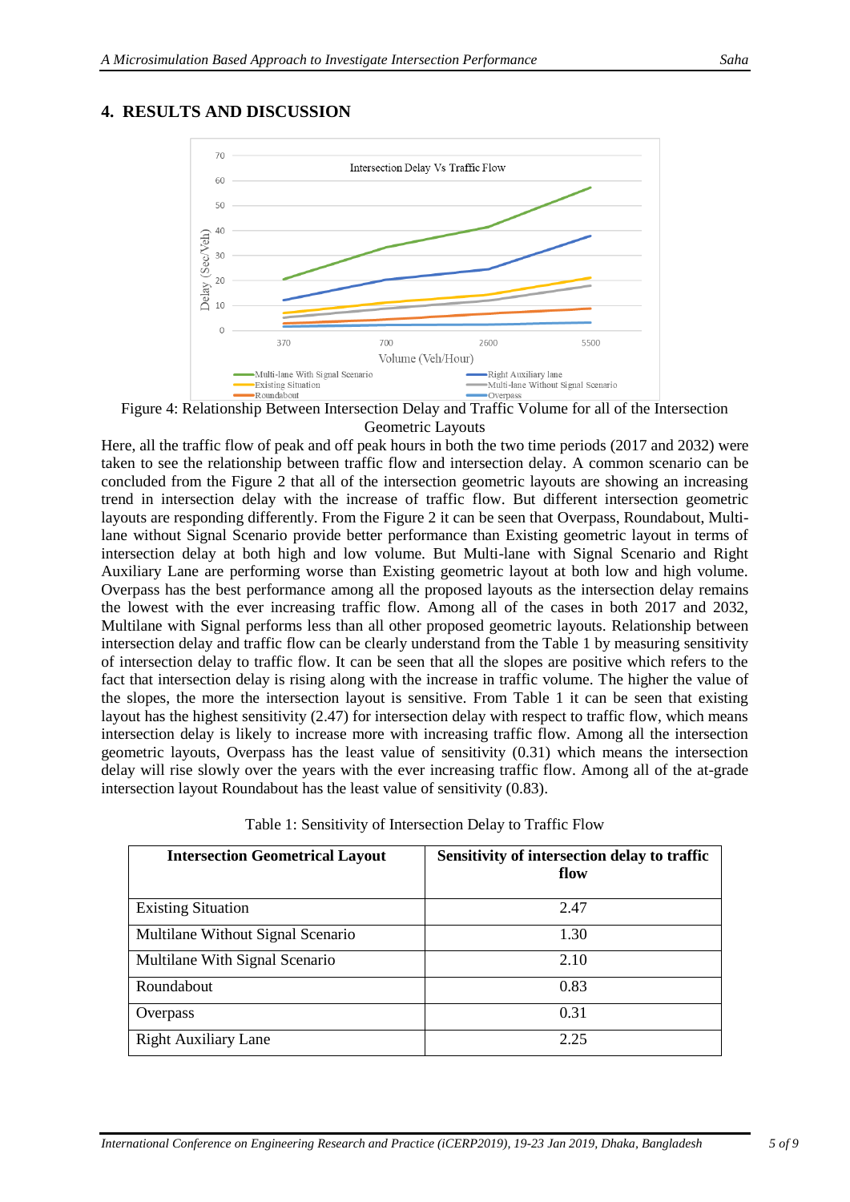## 4. RESULTS AND DISCUSSION

Figure 4: Relationship Between Intersection Delay and Traffic Volume for all of the Intersection Geometric Layouts

Here, all the traffic flow of peak and off peak hours in both the two time periods (2017 and 2032) were taken to see the relationship between traffic flow and intersection delay. A common scenario can be concluded from the Figure 2 that all of the intersection geometric layouts are showing an increasing trend in intersection delay with the increase of traffic flow. But different intersection geometric layouts are responding differently. From the Figure 2 it can be seen that Overpass, Roundabout, Multi-lane without Signal Scenario provide better performance than Existing geometric layout in terms of intersection delay at both high and low volume. But Multi-lane with Signal Scenario and Right Auxiliary Lane are performing worse than Existing geometric layout at both low and high volume. Overpass has the best performance among all the proposed layouts as the intersection delay remains the lowest with the ever increasing traffic flow. Among all of the cases in both 2017 and 2032, Multilane with Signal performs less than all other proposed geometric layouts. Relationship between intersection delay and traffic flow can be clearly understand from the Table 1 by measuring sensitivity of intersection delay to traffic flow. It can be seen that all the slopes are positive which refers to the fact that intersection delay is rising along with the increase in traffic volume. The higher the value of the slopes, the more the intersection layout is sensitive. From Table 1 it can be seen that existing layout has the highest sensitivity (2.47) for intersection delay with respect to traffic flow, which means intersection delay is likely to increase more with increasing traffic flow. Among all the intersection geometric layouts, Overpass has the least value of sensitivity (0.31) which means the intersection delay will rise slowly over the years with the ever increasing traffic flow. Among all of the at-grade intersection layout Roundabout has the least value of sensitivity (0.83).

Table 1: Sensitivity of Intersection Delay to Traffic Flow

| Intersection Geometrical Layout | Sensitivity of intersection delay to traffic flow |
|---|---|
| Existing Situation | 2.47 |
| Multilane Without Signal Scenario | 1.30 |
| Multilane With Signal Scenario | 2.10 |
| Roundabout | 0.83 |
| Overpass | 0.31 |
| Right Auxiliary Lane | 2.25 |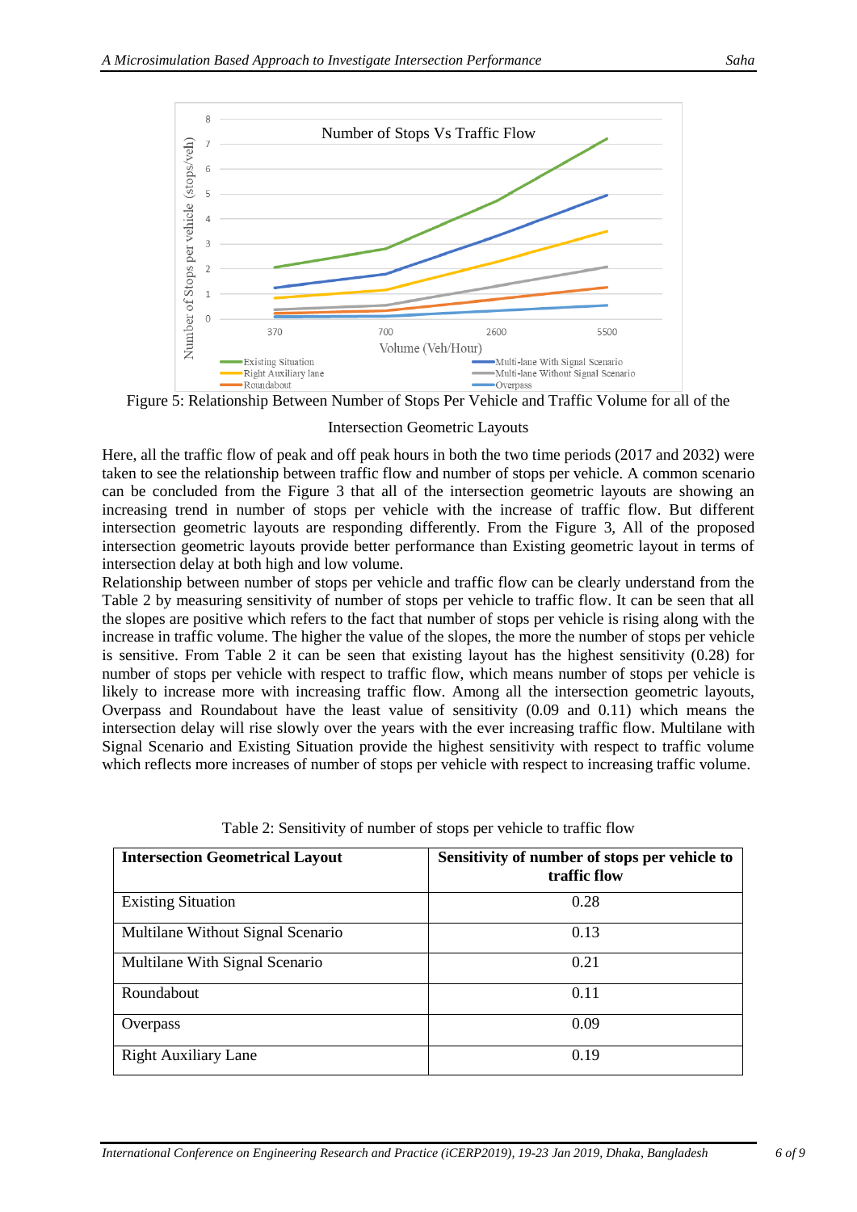Figure 5: Relationship Between Number of Stops Per Vehicle and Traffic Volume for all of the Intersection Geometric Layouts

Here, all the traffic flow of peak and off peak hours in both the two time periods (2017 and 2032) were taken to see the relationship between traffic flow and number of stops per vehicle. A common scenario can be concluded from the Figure 3 that all of the intersection geometric layouts are showing an increasing trend in number of stops per vehicle with the increase of traffic flow. But different intersection geometric layouts are responding differently. From the Figure 3, All of the proposed intersection geometric layouts provide better performance than Existing geometric layout in terms of intersection delay at both high and low volume.

Relationship between number of stops per vehicle and traffic flow can be clearly understand from the Table 2 by measuring sensitivity of number of stops per vehicle to traffic flow. It can be seen that all the slopes are positive which refers to the fact that number of stops per vehicle is rising along with the increase in traffic volume. The higher the value of the slopes, the more the number of stops per vehicle is sensitive. From Table 2 it can be seen that existing layout has the highest sensitivity (0.28) for number of stops per vehicle with respect to traffic flow, which means number of stops per vehicle is likely to increase more with increasing traffic flow. Among all the intersection geometric layouts, Overpass and Roundabout have the least value of sensitivity (0.09 and 0.11) which means the intersection delay will rise slowly over the years with the ever increasing traffic flow. Multilane with Signal Scenario and Existing Situation provide the highest sensitivity with respect to traffic volume which reflects more increases of number of stops per vehicle with respect to increasing traffic volume.

Table 2: Sensitivity of number of stops per vehicle to traffic flow

| Intersection Geometrical Layout | Sensitivity of number of stops per vehicle to traffic flow |
|---|---|
| Existing Situation | 0.28 |
| Multilane Without Signal Scenario | 0.13 |
| Multilane With Signal Scenario | 0.21 |
| Roundabout | 0.11 |
| Overpass | 0.09 |
| Right Auxiliary Lane | 0.19 |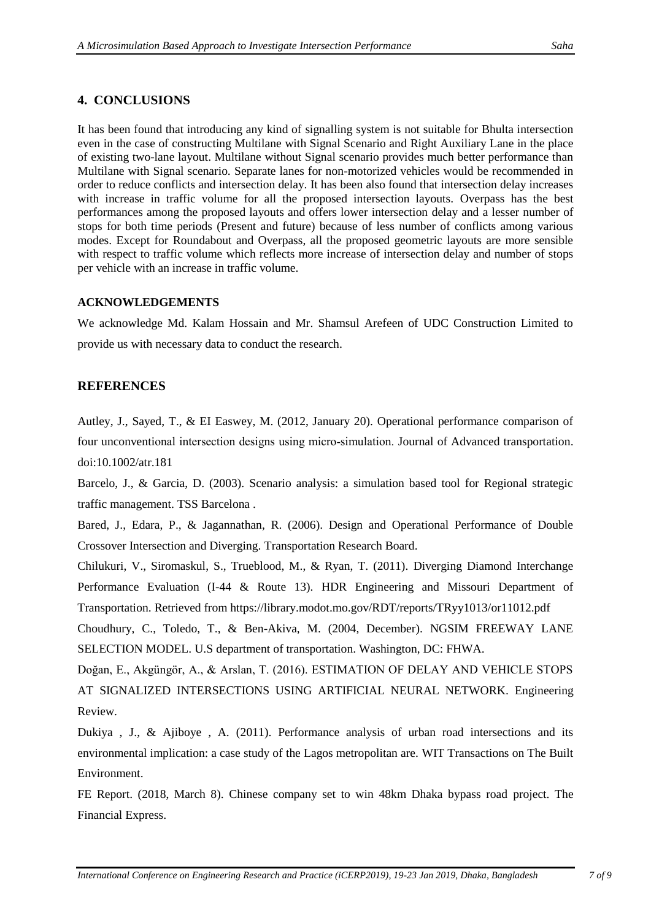## 4. CONCLUSIONS

It has been found that introducing any kind of signalling system is not suitable for Bhulta intersection even in the case of constructing Multilane with Signal Scenario and Right Auxiliary Lane in the place of existing two-lane layout. Multilane without Signal scenario provides much better performance than Multilane with Signal scenario. Separate lanes for non-motorized vehicles would be recommended in order to reduce conflicts and intersection delay. It has been also found that intersection delay increases with increase in traffic volume for all the proposed intersection layouts. Overpass has the best performances among the proposed layouts and offers lower intersection delay and a lesser number of stops for both time periods (Present and future) because of less number of conflicts among various modes. Except for Roundabout and Overpass, all the proposed geometric layouts are more sensible with respect to traffic volume which reflects more increase of intersection delay and number of stops per vehicle with an increase in traffic volume.

### ACKNOWLEDGEMENTS

We acknowledge Md. Kalam Hossain and Mr. Shamsul Arefeen of UDC Construction Limited to provide us with necessary data to conduct the research.

## REFERENCES

Autley, J., Sayed, T., & EI Easwey, M. (2012, January 20). Operational performance comparison of four unconventional intersection designs using micro-simulation. Journal of Advanced transportation. doi:10.1002/atr.181

Barcelo, J., & Garcia, D. (2003). Scenario analysis: a simulation based tool for Regional strategic traffic management. TSS Barcelona .

Bared, J., Edara, P., & Jagannathan, R. (2006). Design and Operational Performance of Double Crossover Intersection and Diverging. Transportation Research Board.

Chilukuri, V., Siromaskul, S., Trueblood, M., & Ryan, T. (2011). Diverging Diamond Interchange Performance Evaluation (I-44 & Route 13). HDR Engineering and Missouri Department of Transportation. Retrieved from https://library.modot.mo.gov/RDT/reports/TRyy1013/or11012.pdf

Choudhury, C., Toledo, T., & Ben-Akiva, M. (2004, December). NGSIM FREEWAY LANE SELECTION MODEL. U.S department of transportation. Washington, DC: FHWA.

Doğan, E., Akgüngör, A., & Arslan, T. (2016). ESTIMATION OF DELAY AND VEHICLE STOPS AT SIGNALIZED INTERSECTIONS USING ARTIFICIAL NEURAL NETWORK. Engineering Review.

Dukiya , J., & Ajiboye , A. (2011). Performance analysis of urban road intersections and its environmental implication: a case study of the Lagos metropolitan are. WIT Transactions on The Built Environment.

FE Report. (2018, March 8). Chinese company set to win 48km Dhaka bypass road project. The Financial Express.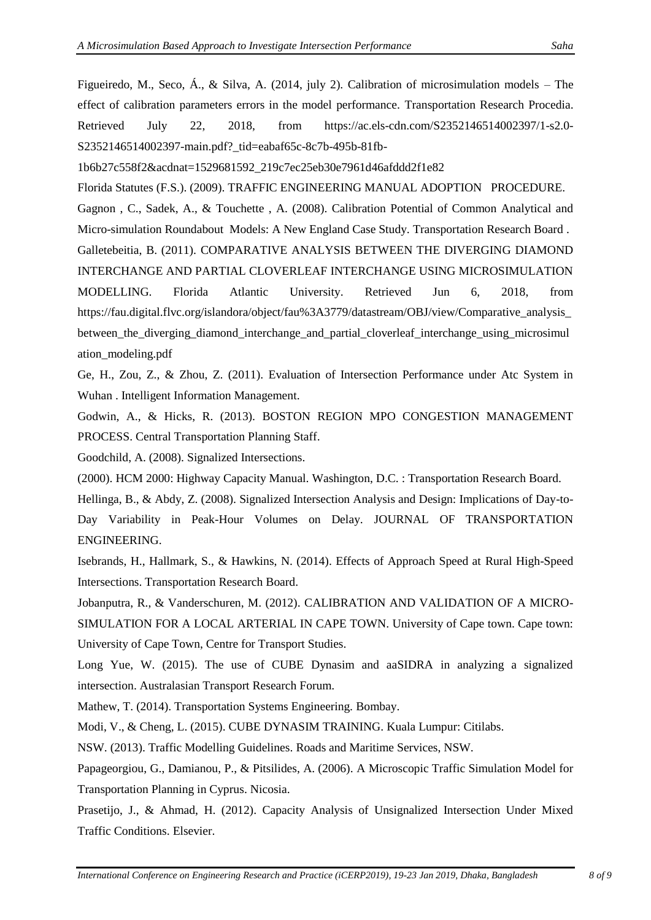Figueiredo, M., Seco, Á., & Silva, A. (2014, july 2). Calibration of microsimulation models – The effect of calibration parameters errors in the model performance. Transportation Research Procedia. Retrieved July 22, 2018, from https://ac.els-cdn.com/S2352146514002397/1-s2.0-S2352146514002397-main.pdf?_tid=eabaf65c-8c7b-495b-81fb-1b6b27c558f2&acdnat=1529681592_219c7ec25eb30e7961d46afddd2f1e82

Florida Statutes (F.S.). (2009). TRAFFIC ENGINEERING MANUAL ADOPTION PROCEDURE.

Gagnon , C., Sadek, A., & Touchette , A. (2008). Calibration Potential of Common Analytical and Micro-simulation Roundabout Models: A New England Case Study. Transportation Research Board .

Galletebeitia, B. (2011). COMPARATIVE ANALYSIS BETWEEN THE DIVERGING DIAMOND INTERCHANGE AND PARTIAL CLOVERLEAF INTERCHANGE USING MICROSIMULATION MODELLING. Florida Atlantic University. Retrieved Jun 6, 2018, from https://fau.digital.flvc.org/islandora/object/fau%3A3779/datastream/OBJ/view/Comparative_analysis_between_the_diverging_diamond_interchange_and_partial_cloverleaf_interchange_using_microsimulation_modeling.pdf

Ge, H., Zou, Z., & Zhou, Z. (2011). Evaluation of Intersection Performance under Atc System in Wuhan . Intelligent Information Management.

Godwin, A., & Hicks, R. (2013). BOSTON REGION MPO CONGESTION MANAGEMENT PROCESS. Central Transportation Planning Staff.

Goodchild, A. (2008). Signalized Intersections.

(2000). HCM 2000: Highway Capacity Manual. Washington, D.C. : Transportation Research Board.

Hellinga, B., & Abdy, Z. (2008). Signalized Intersection Analysis and Design: Implications of Day-to-Day Variability in Peak-Hour Volumes on Delay. JOURNAL OF TRANSPORTATION ENGINEERING.

Isebrands, H., Hallmark, S., & Hawkins, N. (2014). Effects of Approach Speed at Rural High-Speed Intersections. Transportation Research Board.

Jobanputra, R., & Vanderschuren, M. (2012). CALIBRATION AND VALIDATION OF A MICRO-SIMULATION FOR A LOCAL ARTERIAL IN CAPE TOWN. University of Cape town. Cape town: University of Cape Town, Centre for Transport Studies.

Long Yue, W. (2015). The use of CUBE Dynasim and aaSIDRA in analyzing a signalized intersection. Australasian Transport Research Forum.

Mathew, T. (2014). Transportation Systems Engineering. Bombay.

Modi, V., & Cheng, L. (2015). CUBE DYNASIM TRAINING. Kuala Lumpur: Citilabs.

NSW. (2013). Traffic Modelling Guidelines. Roads and Maritime Services, NSW.

Papageorgiou, G., Damianou, P., & Pitsilides, A. (2006). A Microscopic Traffic Simulation Model for Transportation Planning in Cyprus. Nicosia.

Prasetijo, J., & Ahmad, H. (2012). Capacity Analysis of Unsignalized Intersection Under Mixed Traffic Conditions. Elsevier.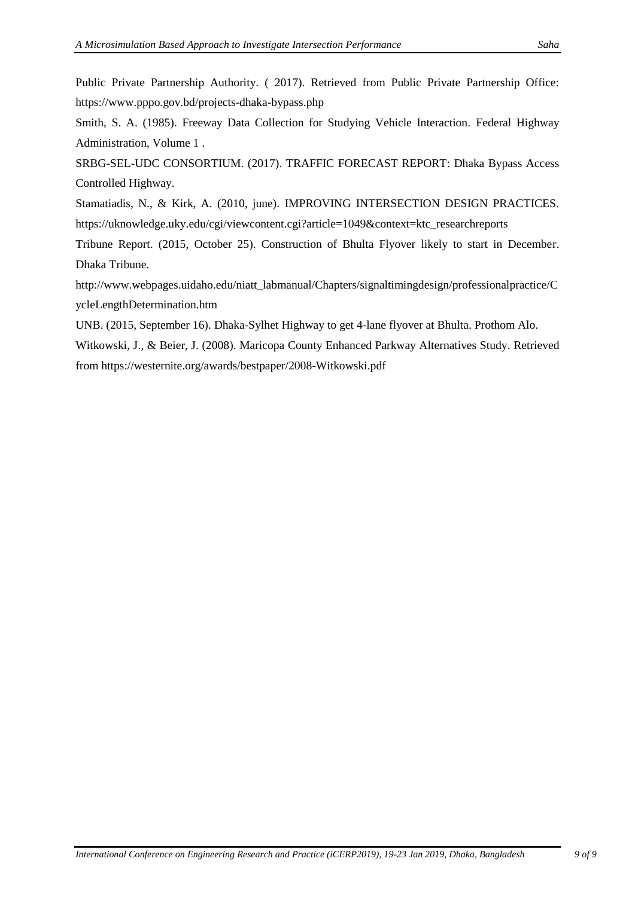Public Private Partnership Authority. ( 2017). Retrieved from Public Private Partnership Office: https://www.pppo.gov.bd/projects-dhaka-bypass.php

Smith, S. A. (1985). Freeway Data Collection for Studying Vehicle Interaction. Federal Highway Administration, Volume 1 .

SRBG-SEL-UDC CONSORTIUM. (2017). TRAFFIC FORECAST REPORT: Dhaka Bypass Access Controlled Highway.

Stamatiadis, N., & Kirk, A. (2010, june). IMPROVING INTERSECTION DESIGN PRACTICES. https://uknowledge.uky.edu/cgi/viewcontent.cgi?article=1049&context=ktc_researchreports

Tribune Report. (2015, October 25). Construction of Bhulta Flyover likely to start in December. Dhaka Tribune.

http://www.webpages.uidaho.edu/niatt_labmanual/Chapters/signaltimingdesign/professionalpractice/CycleLengthDetermination.htm

UNB. (2015, September 16). Dhaka-Sylhet Highway to get 4-lane flyover at Bhulta. Prothom Alo.

Witkowski, J., & Beier, J. (2008). Maricopa County Enhanced Parkway Alternatives Study. Retrieved from https://westernite.org/awards/bestpaper/2008-Witkowski.pdf